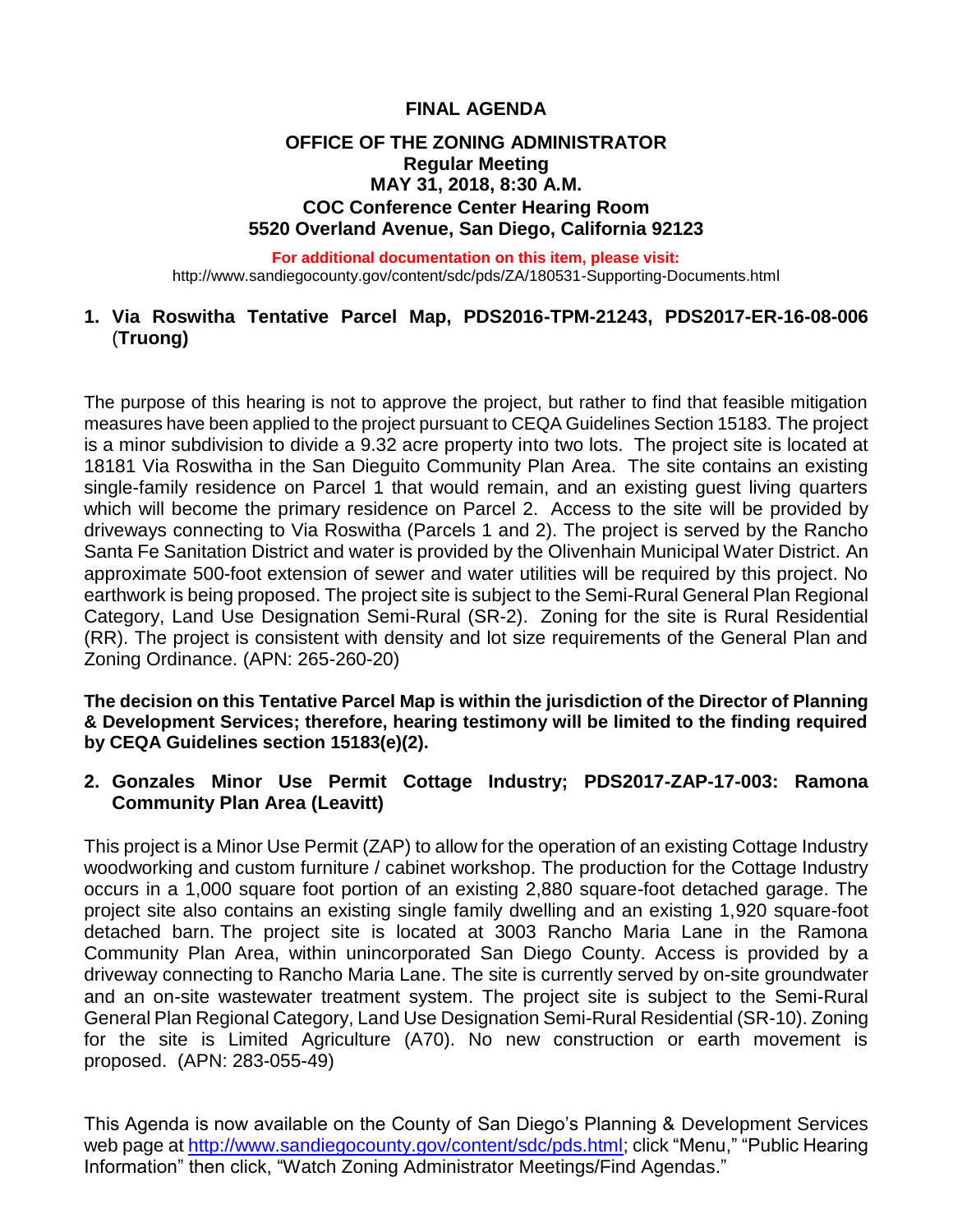# FINAL AGENDA

## OFFICE OF THE ZONING ADMINISTRATOR
**Regular Meeting**
**MAY 31, 2018, 8:30 A.M.**
**COC Conference Center Hearing Room**
**5520 Overland Avenue, San Diego, California 92123**

**For additional documentation on this item, please visit:**
http://www.sandiegocounty.gov/content/sdc/pds/ZA/180531-Supporting-Documents.html

### 1. Via Roswitha Tentative Parcel Map, PDS2016-TPM-21243, PDS2017-ER-16-08-006 (Truong)

The purpose of this hearing is not to approve the project, but rather to find that feasible mitigation measures have been applied to the project pursuant to CEQA Guidelines Section 15183. The project is a minor subdivision to divide a 9.32 acre property into two lots. The project site is located at 18181 Via Roswitha in the San Dieguito Community Plan Area. The site contains an existing single-family residence on Parcel 1 that would remain, and an existing guest living quarters which will become the primary residence on Parcel 2. Access to the site will be provided by driveways connecting to Via Roswitha (Parcels 1 and 2). The project is served by the Rancho Santa Fe Sanitation District and water is provided by the Olivenhain Municipal Water District. An approximate 500-foot extension of sewer and water utilities will be required by this project. No earthwork is being proposed. The project site is subject to the Semi-Rural General Plan Regional Category, Land Use Designation Semi-Rural (SR-2). Zoning for the site is Rural Residential (RR). The project is consistent with density and lot size requirements of the General Plan and Zoning Ordinance. (APN: 265-260-20)

**The decision on this Tentative Parcel Map is within the jurisdiction of the Director of Planning & Development Services; therefore, hearing testimony will be limited to the finding required by CEQA Guidelines section 15183(e)(2).**

### 2. Gonzales Minor Use Permit Cottage Industry; PDS2017-ZAP-17-003: Ramona Community Plan Area (Leavitt)

This project is a Minor Use Permit (ZAP) to allow for the operation of an existing Cottage Industry woodworking and custom furniture / cabinet workshop. The production for the Cottage Industry occurs in a 1,000 square foot portion of an existing 2,880 square-foot detached garage. The project site also contains an existing single family dwelling and an existing 1,920 square-foot detached barn. The project site is located at 3003 Rancho Maria Lane in the Ramona Community Plan Area, within unincorporated San Diego County. Access is provided by a driveway connecting to Rancho Maria Lane. The site is currently served by on-site groundwater and an on-site wastewater treatment system. The project site is subject to the Semi-Rural General Plan Regional Category, Land Use Designation Semi-Rural Residential (SR-10). Zoning for the site is Limited Agriculture (A70). No new construction or earth movement is proposed. (APN: 283-055-49)

This Agenda is now available on the County of San Diego's Planning & Development Services web page at http://www.sandiegocounty.gov/content/sdc/pds.html; click "Menu," "Public Hearing Information" then click, "Watch Zoning Administrator Meetings/Find Agendas."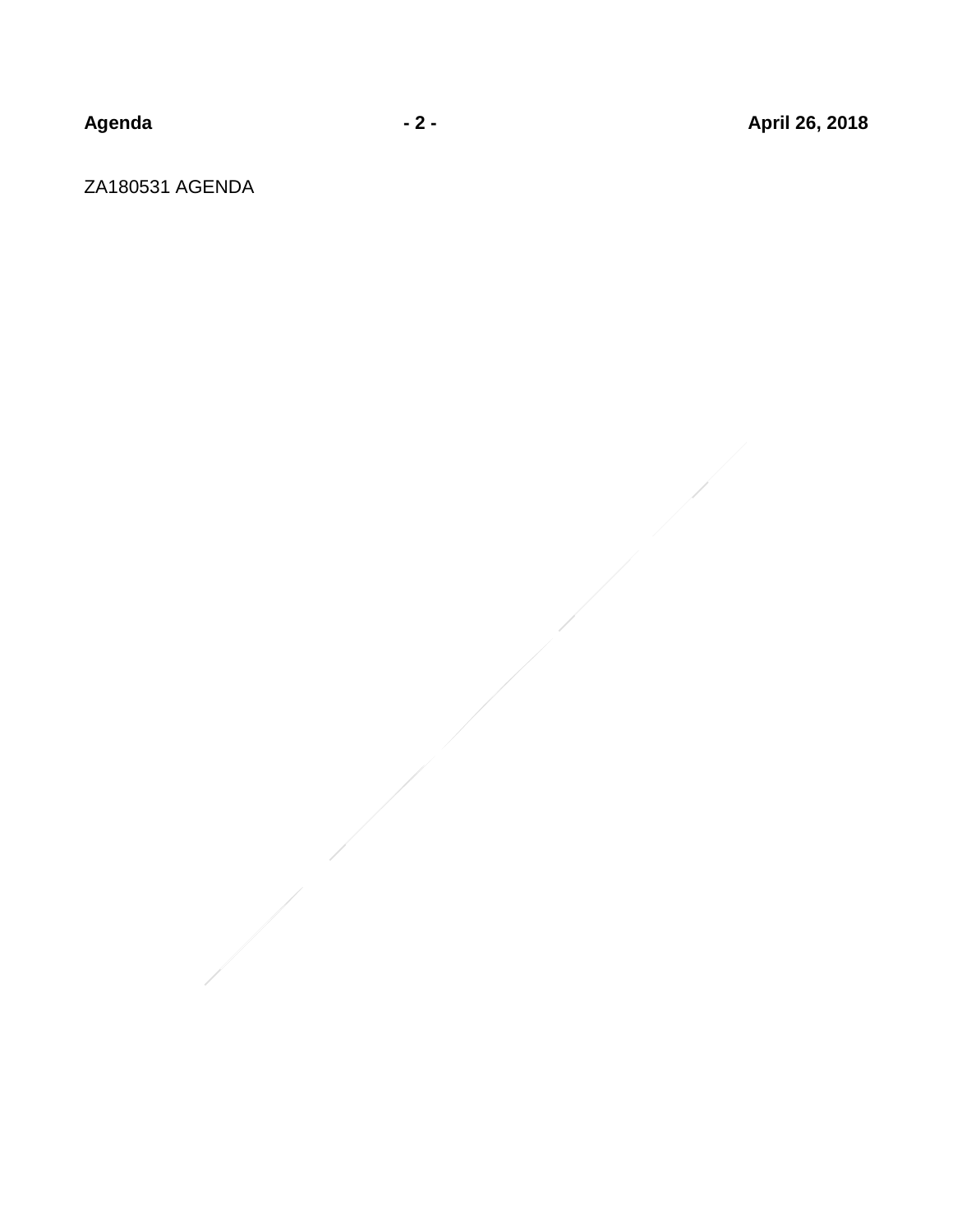ZA180531 AGENDA